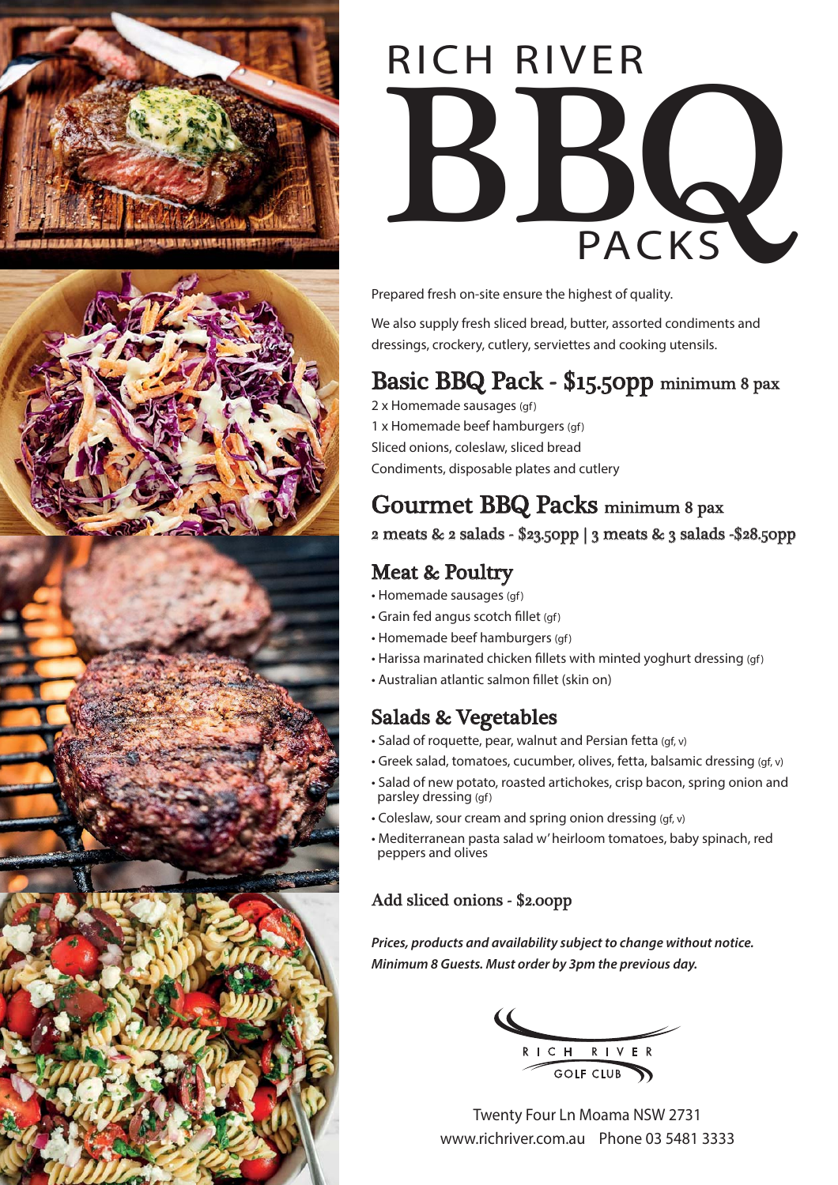# RICH RIVER BBQ PACKS

Prepared fresh on-site ensure the highest of quality.

We also supply fresh sliced bread, butter, assorted condiments and dressings, crockery, cutlery, serviettes and cooking utensils.

## Basic BBQ Pack - $15.50pp minimum 8 pax

2 x Homemade sausages (gf)
1 x Homemade beef hamburgers (gf)
Sliced onions, coleslaw, sliced bread
Condiments, disposable plates and cutlery

## Gourmet BBQ Packs minimum 8 pax

2 meats & 2 salads - $23.50pp | 3 meats & 3 salads -$28.50pp

### Meat & Poultry

- Homemade sausages (gf)
- Grain fed angus scotch fillet (gf)
- Homemade beef hamburgers (gf)
- Harissa marinated chicken fillets with minted yoghurt dressing (gf)
- Australian atlantic salmon fillet (skin on)

### Salads & Vegetables

- Salad of roquette, pear, walnut and Persian fetta (gf, v)
- Greek salad, tomatoes, cucumber, olives, fetta, balsamic dressing (gf, v)
- Salad of new potato, roasted artichokes, crisp bacon, spring onion and parsley dressing (gf)
- Coleslaw, sour cream and spring onion dressing (gf, v)
- Mediterranean pasta salad w' heirloom tomatoes, baby spinach, red peppers and olives

### Add sliced onions - $2.00pp

***Prices, products and availability subject to change without notice.***
***Minimum 8 Guests. Must order by 3pm the previous day.***

RICH RIVER GOLF CLUB

Twenty Four Ln Moama NSW 2731
www.richriver.com.au Phone 03 5481 3333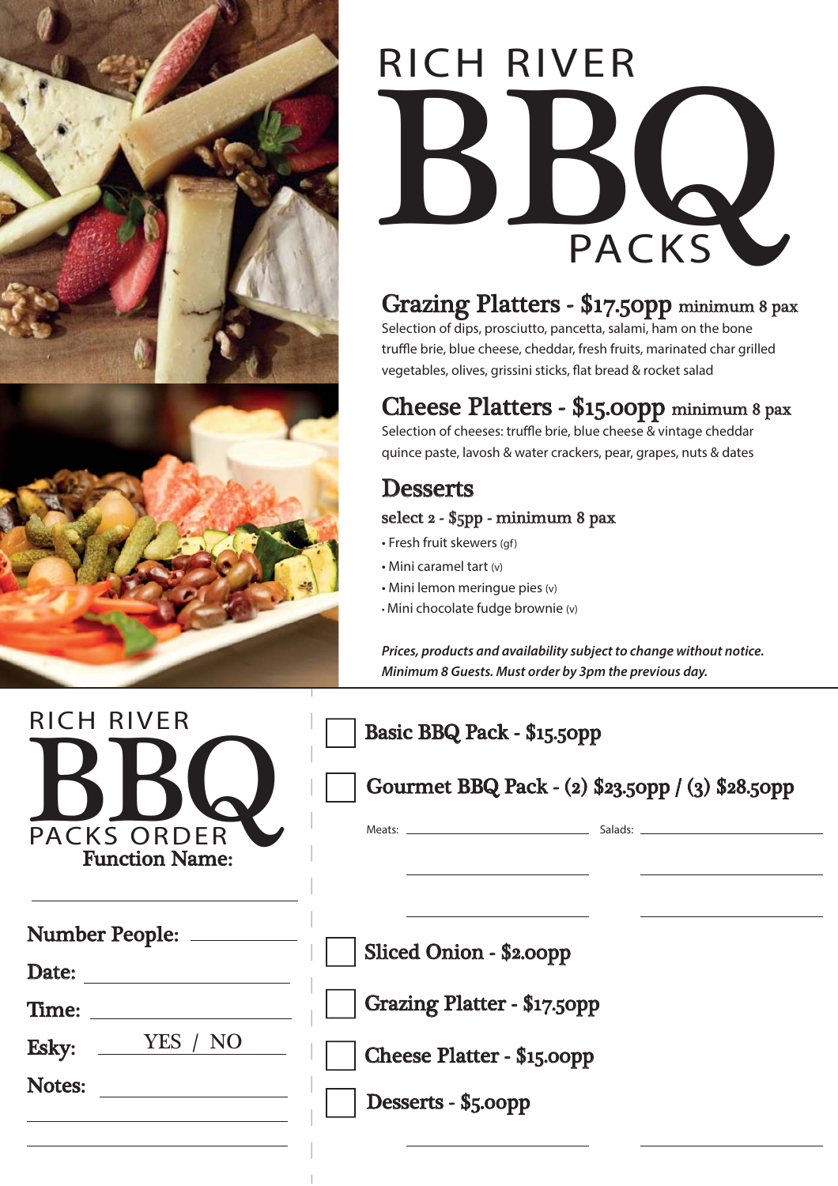# RICH RIVER BBQ PACKS

## Grazing Platters - $17.50pp minimum 8 pax

Selection of dips, prosciutto, pancetta, salami, ham on the bone truffle brie, blue cheese, cheddar, fresh fruits, marinated char grilled vegetables, olives, grissini sticks, flat bread & rocket salad

## Cheese Platters - $15.00pp minimum 8 pax

Selection of cheeses: truffle brie, blue cheese & vintage cheddar quince paste, lavosh & water crackers, pear, grapes, nuts & dates

## Desserts

### select 2 - $5pp - minimum 8 pax

- Fresh fruit skewers (gf)
- Mini caramel tart (v)
- Mini lemon meringue pies (v)
- Mini chocolate fudge brownie (v)

***Prices, products and availability subject to change without notice.***
***Minimum 8 Guests. Must order by 3pm the previous day.***

---

# RICH RIVER BBQ PACKS ORDER

**Function Name:** ____________________

**Number People:** ____________________

**Date:** ____________________

**Time:** ____________________

**Esky:** YES / NO

**Notes:** ____________________

☐ **Basic BBQ Pack - $15.50pp**

☐ **Gourmet BBQ Pack - (2) $23.50pp / (3) $28.50pp**

Meats: ____________________ Salads: ____________________

☐ **Sliced Onion - $2.00pp**

☐ **Grazing Platter - $17.50pp**

☐ **Cheese Platter - $15.00pp**

☐ **Desserts - $5.00pp**